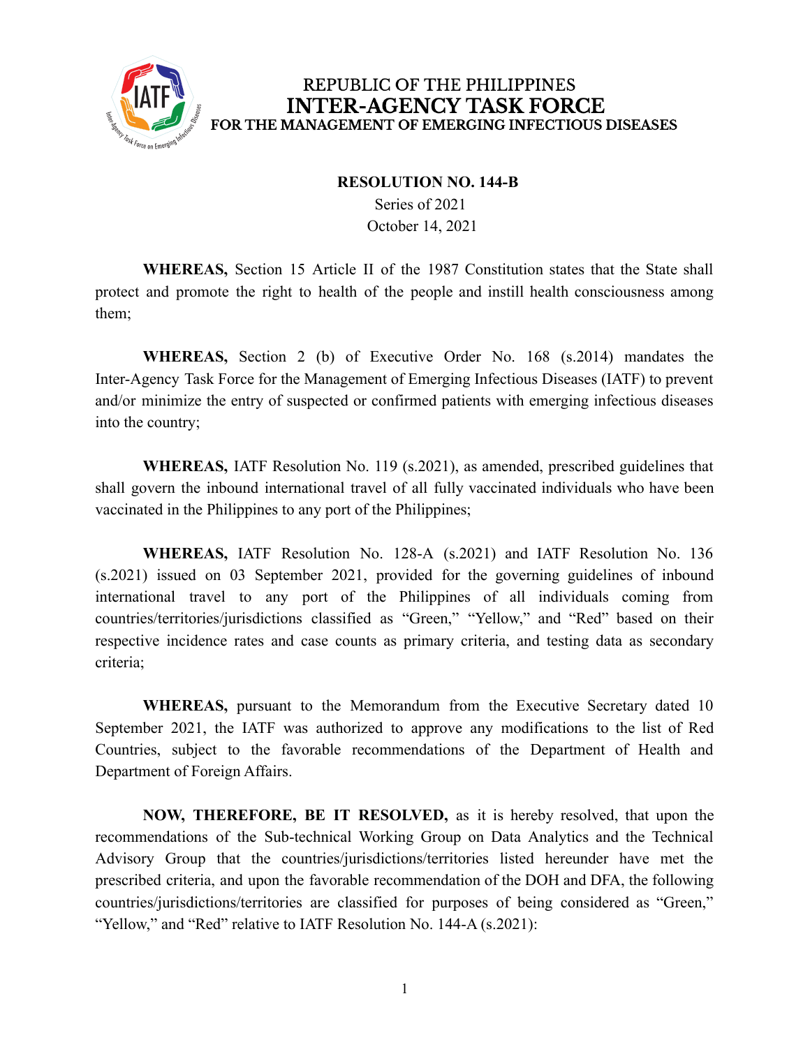REPUBLIC OF THE PHILIPPINES
**INTER-AGENCY TASK FORCE**
**FOR THE MANAGEMENT OF EMERGING INFECTIOUS DISEASES**

**RESOLUTION NO. 144-B**
Series of 2021
October 14, 2021

**WHEREAS,** Section 15 Article II of the 1987 Constitution states that the State shall protect and promote the right to health of the people and instill health consciousness among them;

**WHEREAS,** Section 2 (b) of Executive Order No. 168 (s.2014) mandates the Inter-Agency Task Force for the Management of Emerging Infectious Diseases (IATF) to prevent and/or minimize the entry of suspected or confirmed patients with emerging infectious diseases into the country;

**WHEREAS,** IATF Resolution No. 119 (s.2021), as amended, prescribed guidelines that shall govern the inbound international travel of all fully vaccinated individuals who have been vaccinated in the Philippines to any port of the Philippines;

**WHEREAS,** IATF Resolution No. 128-A (s.2021) and IATF Resolution No. 136 (s.2021) issued on 03 September 2021, provided for the governing guidelines of inbound international travel to any port of the Philippines of all individuals coming from countries/territories/jurisdictions classified as "Green," "Yellow," and "Red" based on their respective incidence rates and case counts as primary criteria, and testing data as secondary criteria;

**WHEREAS,** pursuant to the Memorandum from the Executive Secretary dated 10 September 2021, the IATF was authorized to approve any modifications to the list of Red Countries, subject to the favorable recommendations of the Department of Health and Department of Foreign Affairs.

**NOW, THEREFORE, BE IT RESOLVED,** as it is hereby resolved, that upon the recommendations of the Sub-technical Working Group on Data Analytics and the Technical Advisory Group that the countries/jurisdictions/territories listed hereunder have met the prescribed criteria, and upon the favorable recommendation of the DOH and DFA, the following countries/jurisdictions/territories are classified for purposes of being considered as "Green," "Yellow," and "Red" relative to IATF Resolution No. 144-A (s.2021):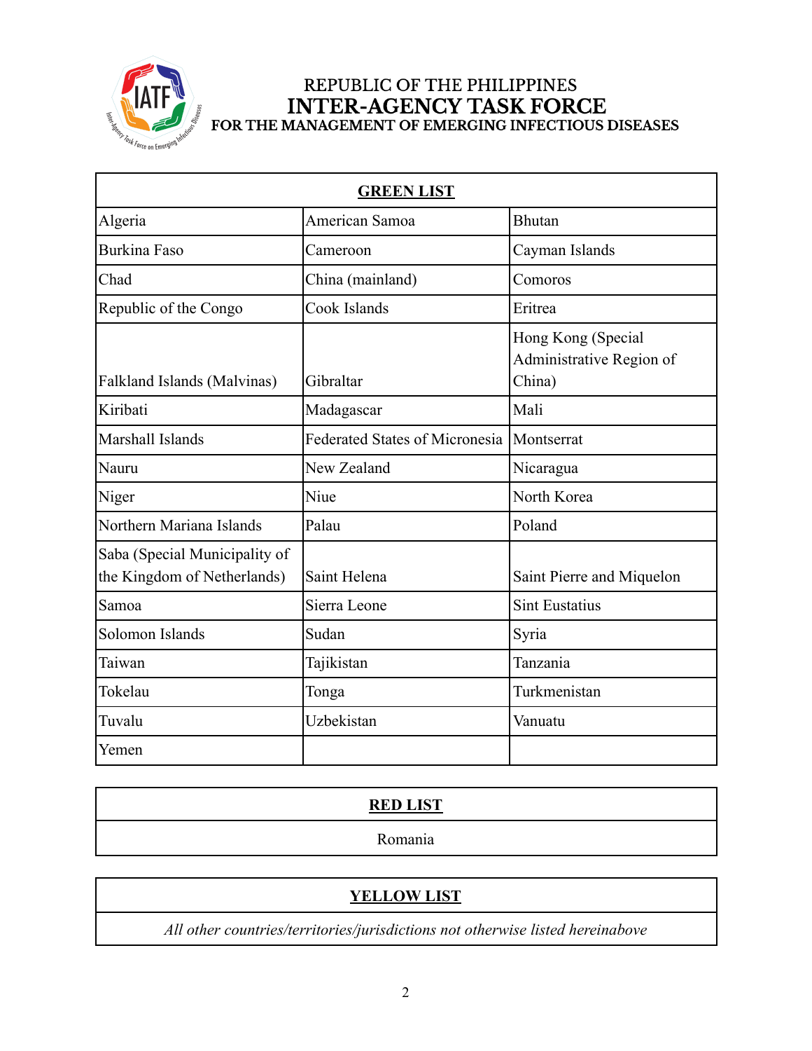REPUBLIC OF THE PHILIPPINES

# INTER-AGENCY TASK FORCE

## FOR THE MANAGEMENT OF EMERGING INFECTIOUS DISEASES

| **GREEN LIST** | | |
|---|---|---|
| Algeria | American Samoa | Bhutan |
| Burkina Faso | Cameroon | Cayman Islands |
| Chad | China (mainland) | Comoros |
| Republic of the Congo | Cook Islands | Eritrea |
| Falkland Islands (Malvinas) | Gibraltar | Hong Kong (Special Administrative Region of China) |
| Kiribati | Madagascar | Mali |
| Marshall Islands | Federated States of Micronesia | Montserrat |
| Nauru | New Zealand | Nicaragua |
| Niger | Niue | North Korea |
| Northern Mariana Islands | Palau | Poland |
| Saba (Special Municipality of the Kingdom of Netherlands) | Saint Helena | Saint Pierre and Miquelon |
| Samoa | Sierra Leone | Sint Eustatius |
| Solomon Islands | Sudan | Syria |
| Taiwan | Tajikistan | Tanzania |
| Tokelau | Tonga | Turkmenistan |
| Tuvalu | Uzbekistan | Vanuatu |
| Yemen | | |

| **RED LIST** |
|---|
| Romania |

| **YELLOW LIST** |
|---|
| *All other countries/territories/jurisdictions not otherwise listed hereinabove* |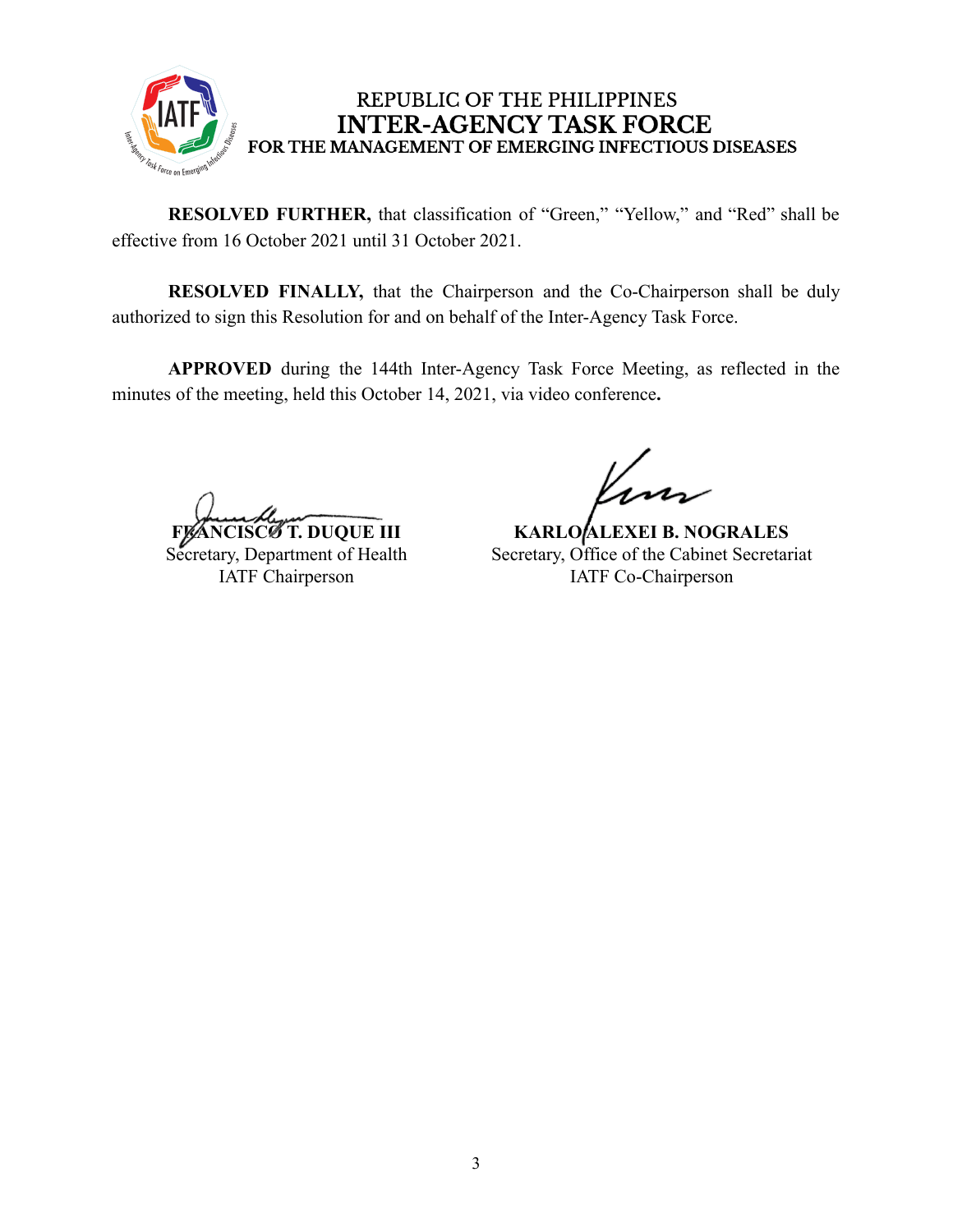**RESOLVED FURTHER,** that classification of "Green," "Yellow," and "Red" shall be effective from 16 October 2021 until 31 October 2021.

**RESOLVED FINALLY,** that the Chairperson and the Co-Chairperson shall be duly authorized to sign this Resolution for and on behalf of the Inter-Agency Task Force.

**APPROVED** during the 144th Inter-Agency Task Force Meeting, as reflected in the minutes of the meeting, held this October 14, 2021, via video conference**.**

**FRANCISCO T. DUQUE III**
Secretary, Department of Health
IATF Chairperson

**KARLO ALEXEI B. NOGRALES**
Secretary, Office of the Cabinet Secretariat
IATF Co-Chairperson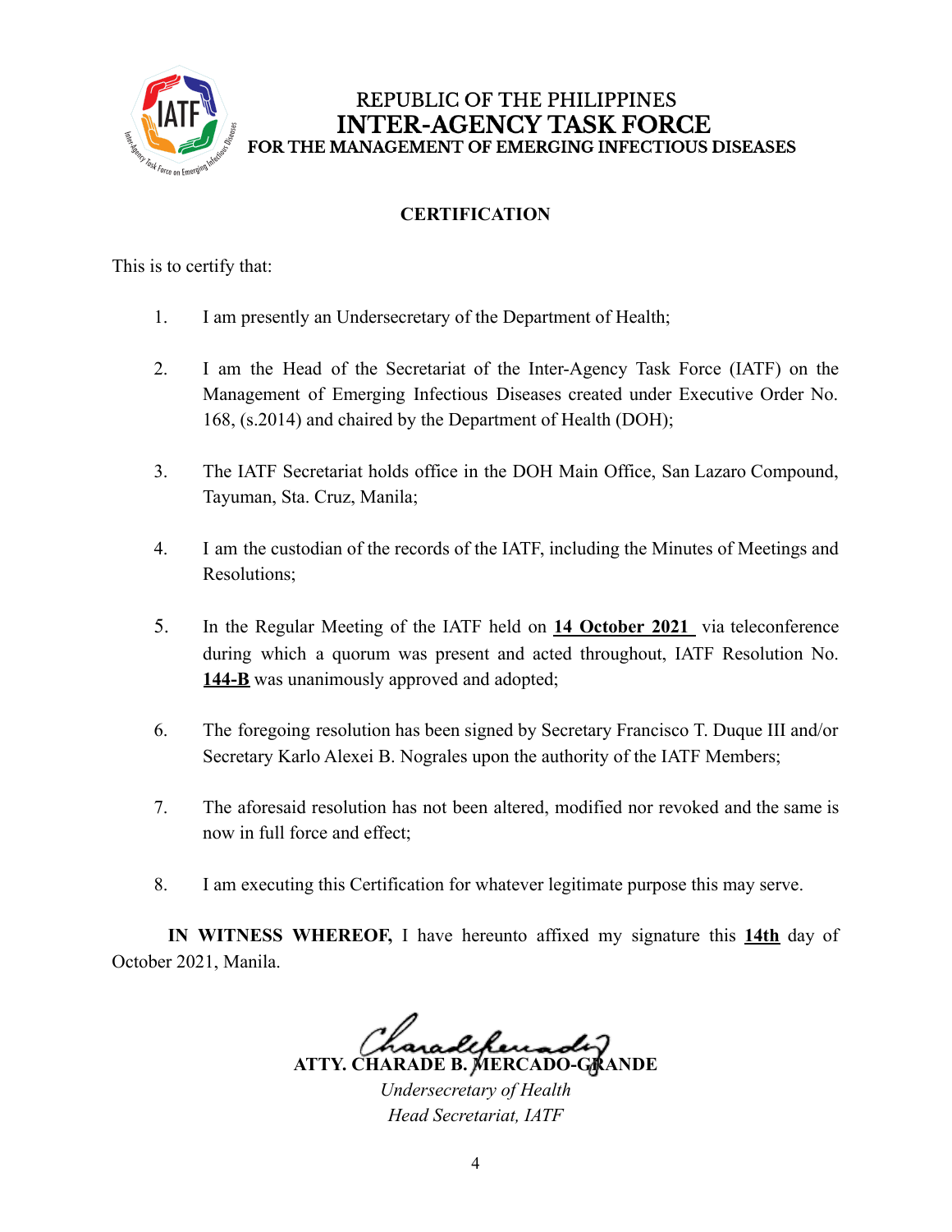REPUBLIC OF THE PHILIPPINES
**INTER-AGENCY TASK FORCE**
**FOR THE MANAGEMENT OF EMERGING INFECTIOUS DISEASES**

## CERTIFICATION

This is to certify that:

1. I am presently an Undersecretary of the Department of Health;

2. I am the Head of the Secretariat of the Inter-Agency Task Force (IATF) on the Management of Emerging Infectious Diseases created under Executive Order No. 168, (s.2014) and chaired by the Department of Health (DOH);

3. The IATF Secretariat holds office in the DOH Main Office, San Lazaro Compound, Tayuman, Sta. Cruz, Manila;

4. I am the custodian of the records of the IATF, including the Minutes of Meetings and Resolutions;

5. In the Regular Meeting of the IATF held on **14 October 2021** via teleconference during which a quorum was present and acted throughout, IATF Resolution No. **144-B** was unanimously approved and adopted;

6. The foregoing resolution has been signed by Secretary Francisco T. Duque III and/or Secretary Karlo Alexei B. Nograles upon the authority of the IATF Members;

7. The aforesaid resolution has not been altered, modified nor revoked and the same is now in full force and effect;

8. I am executing this Certification for whatever legitimate purpose this may serve.

**IN WITNESS WHEREOF,** I have hereunto affixed my signature this **14th** day of October 2021, Manila.

**ATTY. CHARADE B. MERCADO-GRANDE**
*Undersecretary of Health*
*Head Secretariat, IATF*